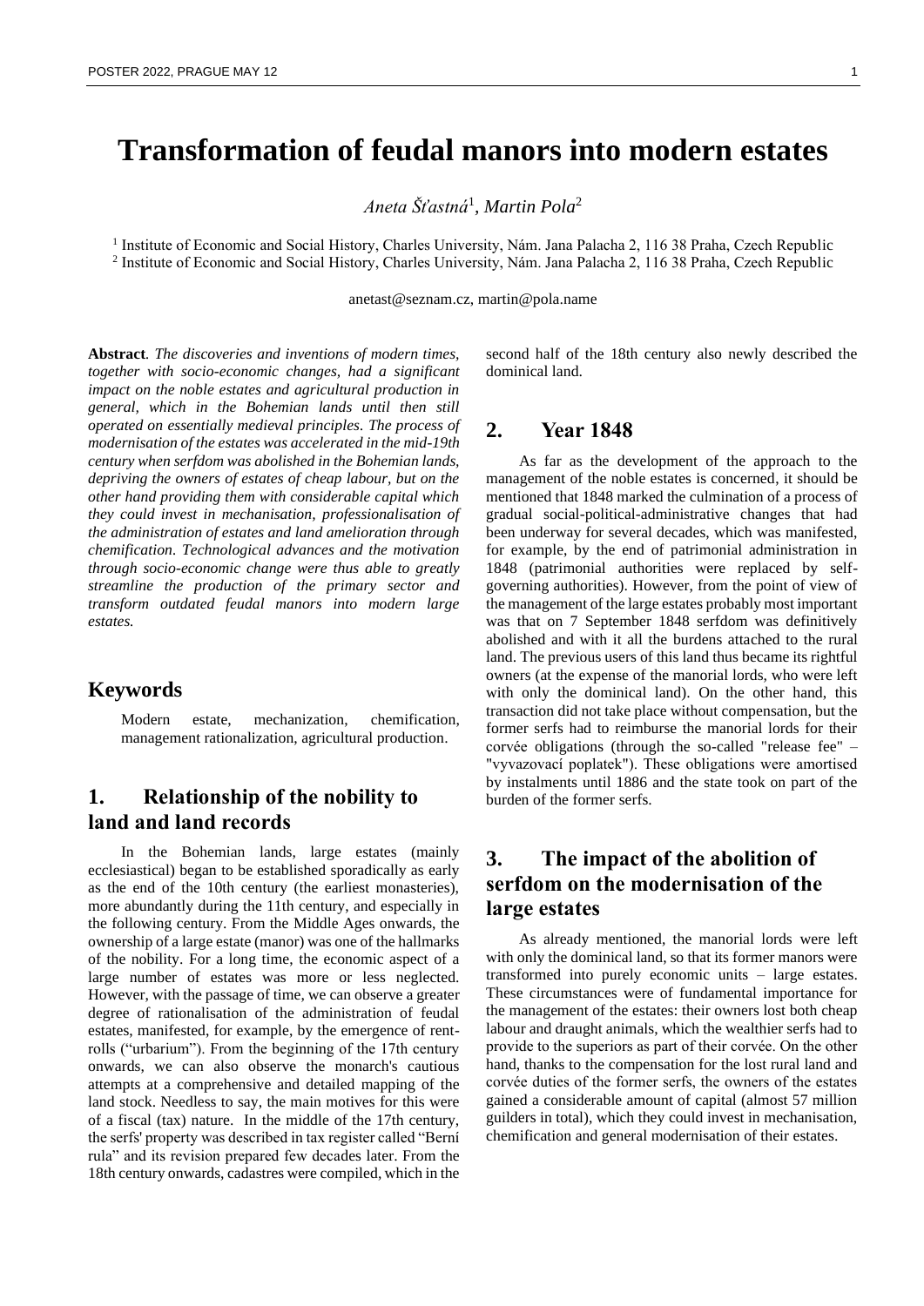# Transformation of feudal manors into modern estates

*Aneta Šťastná*[1], *Martin Pola*[2]

[1] Institute of Economic and Social History, Charles University, Nám. Jana Palacha 2, 116 38 Praha, Czech Republic
[2] Institute of Economic and Social History, Charles University, Nám. Jana Palacha 2, 116 38 Praha, Czech Republic

anetast@seznam.cz, martin@pola.name

**Abstract**. *The discoveries and inventions of modern times, together with socio-economic changes, had a significant impact on the noble estates and agricultural production in general, which in the Bohemian lands until then still operated on essentially medieval principles. The process of modernisation of the estates was accelerated in the mid-19th century when serfdom was abolished in the Bohemian lands, depriving the owners of estates of cheap labour, but on the other hand providing them with considerable capital which they could invest in mechanisation, professionalisation of the administration of estates and land amelioration through chemification. Technological advances and the motivation through socio-economic change were thus able to greatly streamline the production of the primary sector and transform outdated feudal manors into modern large estates.*

## Keywords

Modern estate, mechanization, chemification, management rationalization, agricultural production.

## 1. Relationship of the nobility to land and land records

In the Bohemian lands, large estates (mainly ecclesiastical) began to be established sporadically as early as the end of the 10th century (the earliest monasteries), more abundantly during the 11th century, and especially in the following century. From the Middle Ages onwards, the ownership of a large estate (manor) was one of the hallmarks of the nobility. For a long time, the economic aspect of a large number of estates was more or less neglected. However, with the passage of time, we can observe a greater degree of rationalisation of the administration of feudal estates, manifested, for example, by the emergence of rent-rolls ("urbarium"). From the beginning of the 17th century onwards, we can also observe the monarch's cautious attempts at a comprehensive and detailed mapping of the land stock. Needless to say, the main motives for this were of a fiscal (tax) nature. In the middle of the 17th century, the serfs' property was described in tax register called "Berní rula" and its revision prepared few decades later. From the 18th century onwards, cadastres were compiled, which in the second half of the 18th century also newly described the dominical land.

## 2. Year 1848

As far as the development of the approach to the management of the noble estates is concerned, it should be mentioned that 1848 marked the culmination of a process of gradual social-political-administrative changes that had been underway for several decades, which was manifested, for example, by the end of patrimonial administration in 1848 (patrimonial authorities were replaced by self-governing authorities). However, from the point of view of the management of the large estates probably most important was that on 7 September 1848 serfdom was definitively abolished and with it all the burdens attached to the rural land. The previous users of this land thus became its rightful owners (at the expense of the manorial lords, who were left with only the dominical land). On the other hand, this transaction did not take place without compensation, but the former serfs had to reimburse the manorial lords for their corvée obligations (through the so-called "release fee" – "vyvazovací poplatek"). These obligations were amortised by instalments until 1886 and the state took on part of the burden of the former serfs.

## 3. The impact of the abolition of serfdom on the modernisation of the large estates

As already mentioned, the manorial lords were left with only the dominical land, so that its former manors were transformed into purely economic units – large estates. These circumstances were of fundamental importance for the management of the estates: their owners lost both cheap labour and draught animals, which the wealthier serfs had to provide to the superiors as part of their corvée. On the other hand, thanks to the compensation for the lost rural land and corvée duties of the former serfs, the owners of the estates gained a considerable amount of capital (almost 57 million guilders in total), which they could invest in mechanisation, chemification and general modernisation of their estates.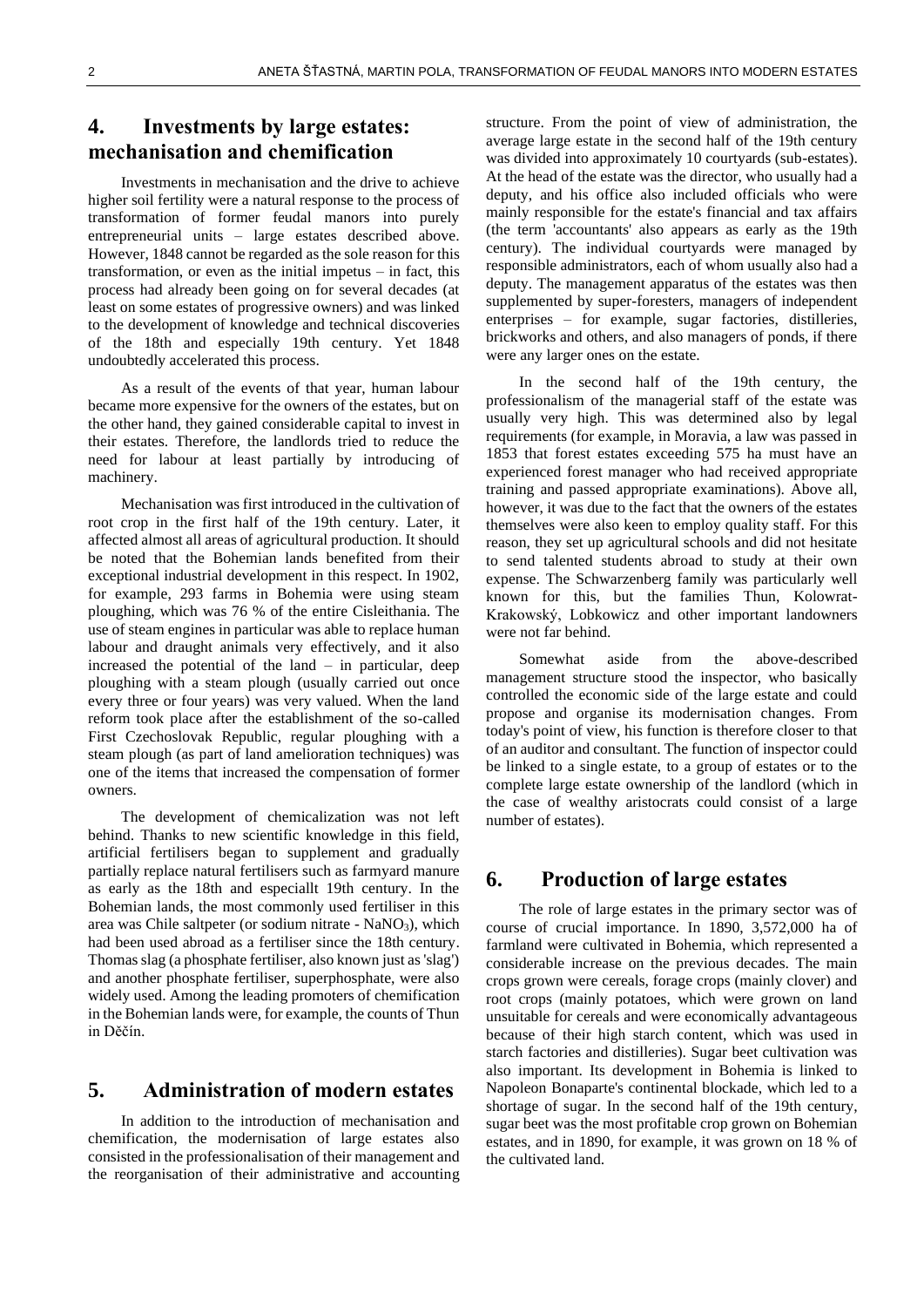## 4. Investments by large estates: mechanisation and chemification

Investments in mechanisation and the drive to achieve higher soil fertility were a natural response to the process of transformation of former feudal manors into purely entrepreneurial units – large estates described above. However, 1848 cannot be regarded as the sole reason for this transformation, or even as the initial impetus – in fact, this process had already been going on for several decades (at least on some estates of progressive owners) and was linked to the development of knowledge and technical discoveries of the 18th and especially 19th century. Yet 1848 undoubtedly accelerated this process.

As a result of the events of that year, human labour became more expensive for the owners of the estates, but on the other hand, they gained considerable capital to invest in their estates. Therefore, the landlords tried to reduce the need for labour at least partially by introducing of machinery.

Mechanisation was first introduced in the cultivation of root crop in the first half of the 19th century. Later, it affected almost all areas of agricultural production. It should be noted that the Bohemian lands benefited from their exceptional industrial development in this respect. In 1902, for example, 293 farms in Bohemia were using steam ploughing, which was 76 % of the entire Cisleithania. The use of steam engines in particular was able to replace human labour and draught animals very effectively, and it also increased the potential of the land – in particular, deep ploughing with a steam plough (usually carried out once every three or four years) was very valued. When the land reform took place after the establishment of the so-called First Czechoslovak Republic, regular ploughing with a steam plough (as part of land amelioration techniques) was one of the items that increased the compensation of former owners.

The development of chemicalization was not left behind. Thanks to new scientific knowledge in this field, artificial fertilisers began to supplement and gradually partially replace natural fertilisers such as farmyard manure as early as the 18th and especiallt 19th century. In the Bohemian lands, the most commonly used fertiliser in this area was Chile saltpeter (or sodium nitrate - $NaNO_3$), which had been used abroad as a fertiliser since the 18th century. Thomas slag (a phosphate fertiliser, also known just as 'slag') and another phosphate fertiliser, superphosphate, were also widely used. Among the leading promoters of chemification in the Bohemian lands were, for example, the counts of Thun in Děčín.

## 5. Administration of modern estates

In addition to the introduction of mechanisation and chemification, the modernisation of large estates also consisted in the professionalisation of their management and the reorganisation of their administrative and accounting structure. From the point of view of administration, the average large estate in the second half of the 19th century was divided into approximately 10 courtyards (sub-estates). At the head of the estate was the director, who usually had a deputy, and his office also included officials who were mainly responsible for the estate's financial and tax affairs (the term 'accountants' also appears as early as the 19th century). The individual courtyards were managed by responsible administrators, each of whom usually also had a deputy. The management apparatus of the estates was then supplemented by super-foresters, managers of independent enterprises – for example, sugar factories, distilleries, brickworks and others, and also managers of ponds, if there were any larger ones on the estate.

In the second half of the 19th century, the professionalism of the managerial staff of the estate was usually very high. This was determined also by legal requirements (for example, in Moravia, a law was passed in 1853 that forest estates exceeding 575 ha must have an experienced forest manager who had received appropriate training and passed appropriate examinations). Above all, however, it was due to the fact that the owners of the estates themselves were also keen to employ quality staff. For this reason, they set up agricultural schools and did not hesitate to send talented students abroad to study at their own expense. The Schwarzenberg family was particularly well known for this, but the families Thun, Kolowrat-Krakowský, Lobkowicz and other important landowners were not far behind.

Somewhat aside from the above-described management structure stood the inspector, who basically controlled the economic side of the large estate and could propose and organise its modernisation changes. From today's point of view, his function is therefore closer to that of an auditor and consultant. The function of inspector could be linked to a single estate, to a group of estates or to the complete large estate ownership of the landlord (which in the case of wealthy aristocrats could consist of a large number of estates).

## 6. Production of large estates

The role of large estates in the primary sector was of course of crucial importance. In 1890, 3,572,000 ha of farmland were cultivated in Bohemia, which represented a considerable increase on the previous decades. The main crops grown were cereals, forage crops (mainly clover) and root crops (mainly potatoes, which were grown on land unsuitable for cereals and were economically advantageous because of their high starch content, which was used in starch factories and distilleries). Sugar beet cultivation was also important. Its development in Bohemia is linked to Napoleon Bonaparte's continental blockade, which led to a shortage of sugar. In the second half of the 19th century, sugar beet was the most profitable crop grown on Bohemian estates, and in 1890, for example, it was grown on 18 % of the cultivated land.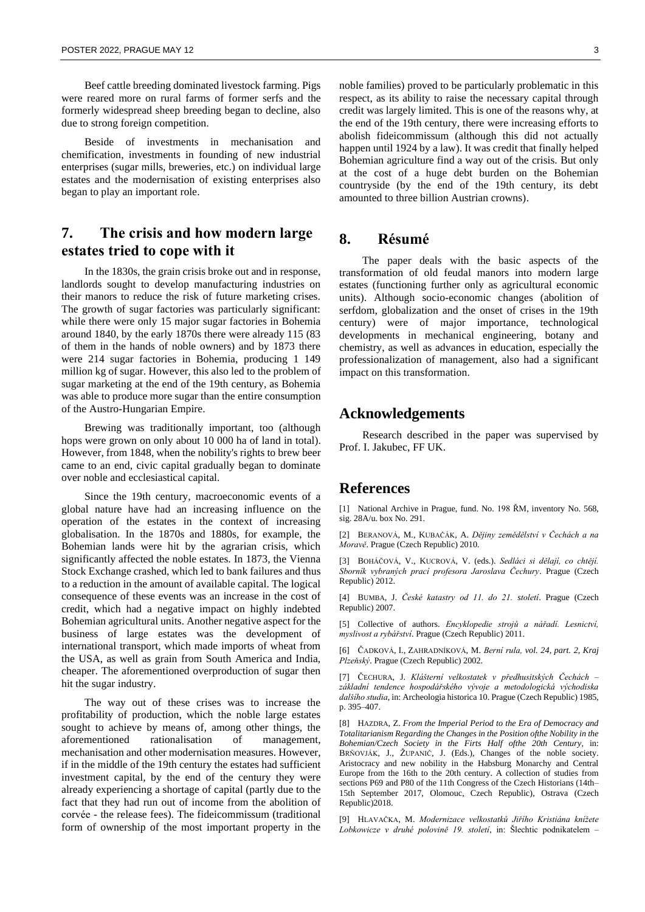Beef cattle breeding dominated livestock farming. Pigs were reared more on rural farms of former serfs and the formerly widespread sheep breeding began to decline, also due to strong foreign competition.

Beside of investments in mechanisation and chemification, investments in founding of new industrial enterprises (sugar mills, breweries, etc.) on individual large estates and the modernisation of existing enterprises also began to play an important role.

## 7. The crisis and how modern large estates tried to cope with it

In the 1830s, the grain crisis broke out and in response, landlords sought to develop manufacturing industries on their manors to reduce the risk of future marketing crises. The growth of sugar factories was particularly significant: while there were only 15 major sugar factories in Bohemia around 1840, by the early 1870s there were already 115 (83 of them in the hands of noble owners) and by 1873 there were 214 sugar factories in Bohemia, producing 1 149 million kg of sugar. However, this also led to the problem of sugar marketing at the end of the 19th century, as Bohemia was able to produce more sugar than the entire consumption of the Austro-Hungarian Empire.

Brewing was traditionally important, too (although hops were grown on only about 10 000 ha of land in total). However, from 1848, when the nobility's rights to brew beer came to an end, civic capital gradually began to dominate over noble and ecclesiastical capital.

Since the 19th century, macroeconomic events of a global nature have had an increasing influence on the operation of the estates in the context of increasing globalisation. In the 1870s and 1880s, for example, the Bohemian lands were hit by the agrarian crisis, which significantly affected the noble estates. In 1873, the Vienna Stock Exchange crashed, which led to bank failures and thus to a reduction in the amount of available capital. The logical consequence of these events was an increase in the cost of credit, which had a negative impact on highly indebted Bohemian agricultural units. Another negative aspect for the business of large estates was the development of international transport, which made imports of wheat from the USA, as well as grain from South America and India, cheaper. The aforementioned overproduction of sugar then hit the sugar industry.

The way out of these crises was to increase the profitability of production, which the noble large estates sought to achieve by means of, among other things, the aforementioned rationalisation of management, mechanisation and other modernisation measures. However, if in the middle of the 19th century the estates had sufficient investment capital, by the end of the century they were already experiencing a shortage of capital (partly due to the fact that they had run out of income from the abolition of corvée - the release fees). The fideicommissum (traditional form of ownership of the most important property in the noble families) proved to be particularly problematic in this respect, as its ability to raise the necessary capital through credit was largely limited. This is one of the reasons why, at the end of the 19th century, there were increasing efforts to abolish fideicommissum (although this did not actually happen until 1924 by a law). It was credit that finally helped Bohemian agriculture find a way out of the crisis. But only at the cost of a huge debt burden on the Bohemian countryside (by the end of the 19th century, its debt amounted to three billion Austrian crowns).

## 8. Résumé

The paper deals with the basic aspects of the transformation of old feudal manors into modern large estates (functioning further only as agricultural economic units). Although socio-economic changes (abolition of serfdom, globalization and the onset of crises in the 19th century) were of major importance, technological developments in mechanical engineering, botany and chemistry, as well as advances in education, especially the professionalization of management, also had a significant impact on this transformation.

## Acknowledgements

Research described in the paper was supervised by Prof. I. Jakubec, FF UK.

## References

[1] National Archive in Prague, fund. No. 198 ŘM, inventory No. 568, sig. 28A/u. box No. 291.

[2] BERANOVÁ, M., KUBAČÁK, A. *Dějiny zemědělství v Čechách a na Moravě*. Prague (Czech Republic) 2010.

[3] BOHÁČOVÁ, V., KUCROVÁ, V. (eds.). *Sedláci si dělají, co chtějí. Sborník vybraných prací profesora Jaroslava Čechury*. Prague (Czech Republic) 2012.

[4] BUMBA, J. *České katastry od 11. do 21. století*. Prague (Czech Republic) 2007.

[5] Collective of authors. *Encyklopedie strojů a nářadí. Lesnictví, myslivost a rybářství*. Prague (Czech Republic) 2011.

[6] ČADKOVÁ, I., ZAHRADNÍKOVÁ, M. *Berní rula, vol. 24, part. 2, Kraj Plzeňský*. Prague (Czech Republic) 2002.

[7] ČECHURA, J. *Klášterní velkostatek v předhusitských Čechách – základní tendence hospodářského vývoje a metodologická východiska dalšího studia*, in: Archeologia historica 10. Prague (Czech Republic) 1985, p. 395–407.

[8] HAZDRA, Z. *From the Imperial Period to the Era of Democracy and Totalitarianism Regarding the Changes in the Position ofthe Nobility in the Bohemian/Czech Society in the Firts Half ofthe 20th Century*, in: BRŇOVJÁK, J., ŽUPANIČ, J. (Eds.), Changes of the noble society. Aristocracy and new nobility in the Habsburg Monarchy and Central Europe from the 16th to the 20th century. A collection of studies from sections P69 and P80 of the 11th Congress of the Czech Historians (14th–15th September 2017, Olomouc, Czech Republic), Ostrava (Czech Republic)2018.

[9] HLAVAČKA, M. *Modernizace velkostatků Jiřího Kristiána knížete Lobkowicze v druhé polovině 19. století*, in: Šlechtic podnikatelem –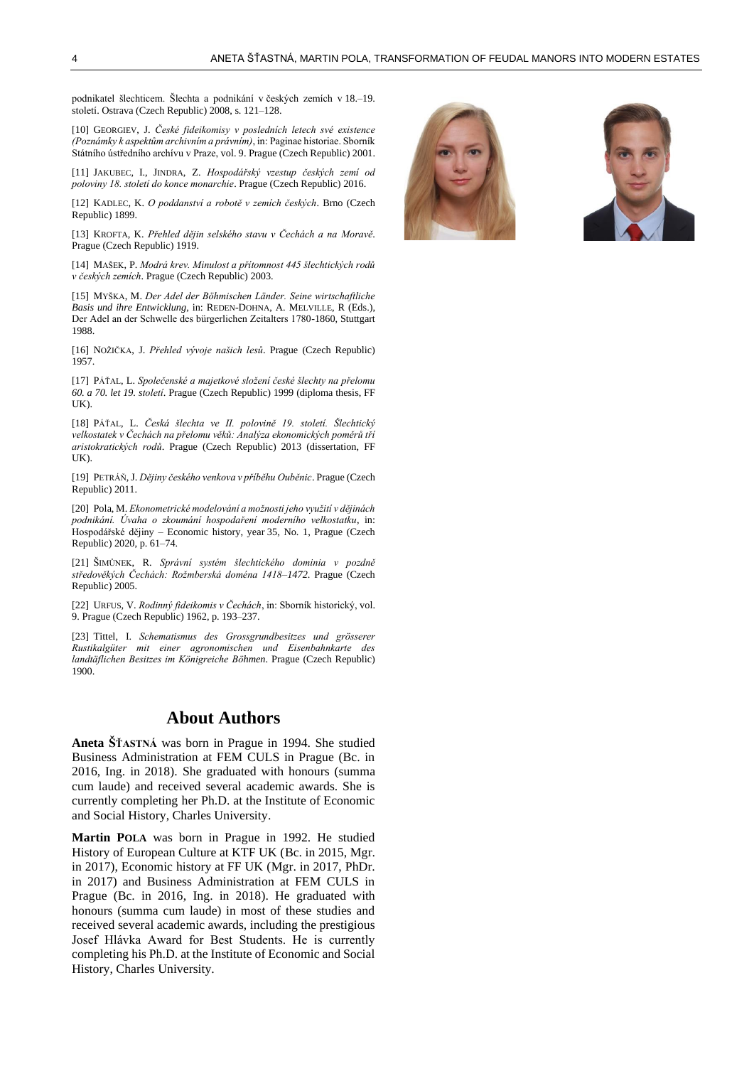podnikatel šlechticem. Šlechta a podnikání v českých zemích v 18.–19. století. Ostrava (Czech Republic) 2008, s. 121–128.

[10] GEORGIEV, J. *České fideikomisy v posledních letech své existence (Poznámky k aspektům archivním a právním)*, in: Paginae historiae. Sborník Státního ústředního archívu v Praze, vol. 9. Prague (Czech Republic) 2001.

[11] JAKUBEC, I., JINDRA, Z. *Hospodářský vzestup českých zemí od poloviny 18. století do konce monarchie*. Prague (Czech Republic) 2016.

[12] KADLEC, K. *O poddanství a robotě v zemích českých*. Brno (Czech Republic) 1899.

[13] KROFTA, K. *Přehled dějin selského stavu v Čechách a na Moravě*. Prague (Czech Republic) 1919.

[14] MAŠEK, P. *Modrá krev. Minulost a přítomnost 445 šlechtických rodů v českých zemích*. Prague (Czech Republic) 2003.

[15] MYŠKA, M. *Der Adel der Böhmischen Länder. Seine wirtschaftliche Basis und ihre Entwicklung*, in: REDEN-DOHNA, A. MELVILLE, R (Eds.), Der Adel an der Schwelle des bürgerlichen Zeitalters 1780-1860, Stuttgart 1988.

[16] NOŽIČKA, J. *Přehled vývoje našich lesů*. Prague (Czech Republic) 1957.

[17] PÁŤAL, L. *Společenské a majetkové složení české šlechty na přelomu 60. a 70. let 19. století*. Prague (Czech Republic) 1999 (diploma thesis, FF UK).

[18] PÁŤAL, L. *Česká šlechta ve II. polovině 19. století. Šlechtický velkostatek v Čechách na přelomu věků: Analýza ekonomických poměrů tří aristokratických rodů*. Prague (Czech Republic) 2013 (dissertation, FF UK).

[19] PETRÁŇ, J. *Dějiny českého venkova v příběhu Ouběnic*. Prague (Czech Republic) 2011.

[20] Pola, M. *Ekonometrické modelování a možnosti jeho využití v dějinách podnikání. Úvaha o zkoumání hospodaření moderního velkostatku*, in: Hospodářské dějiny – Economic history, year 35, No. 1, Prague (Czech Republic) 2020, p. 61–74.

[21] ŠIMŮNEK, R. *Správní systém šlechtického dominia v pozdně středověkých Čechách: Rožmberská doména 1418–1472*. Prague (Czech Republic) 2005.

[22] URFUS, V. *Rodinný fideikomis v Čechách*, in: Sborník historický, vol. 9. Prague (Czech Republic) 1962, p. 193–237.

[23] Tittel, I. *Schematismus des Grossgrundbesitzes und grösserer Rustikalgüter mit einer agronomischen und Eisenbahnkarte des landtäflichen Besitzes im Königreiche Böhmen*. Prague (Czech Republic) 1900.

## About Authors

**Aneta ŠŤASTNÁ** was born in Prague in 1994. She studied Business Administration at FEM CULS in Prague (Bc. in 2016, Ing. in 2018). She graduated with honours (summa cum laude) and received several academic awards. She is currently completing her Ph.D. at the Institute of Economic and Social History, Charles University.

**Martin POLA** was born in Prague in 1992. He studied History of European Culture at KTF UK (Bc. in 2015, Mgr. in 2017), Economic history at FF UK (Mgr. in 2017, PhDr. in 2017) and Business Administration at FEM CULS in Prague (Bc. in 2016, Ing. in 2018). He graduated with honours (summa cum laude) in most of these studies and received several academic awards, including the prestigious Josef Hlávka Award for Best Students. He is currently completing his Ph.D. at the Institute of Economic and Social History, Charles University.